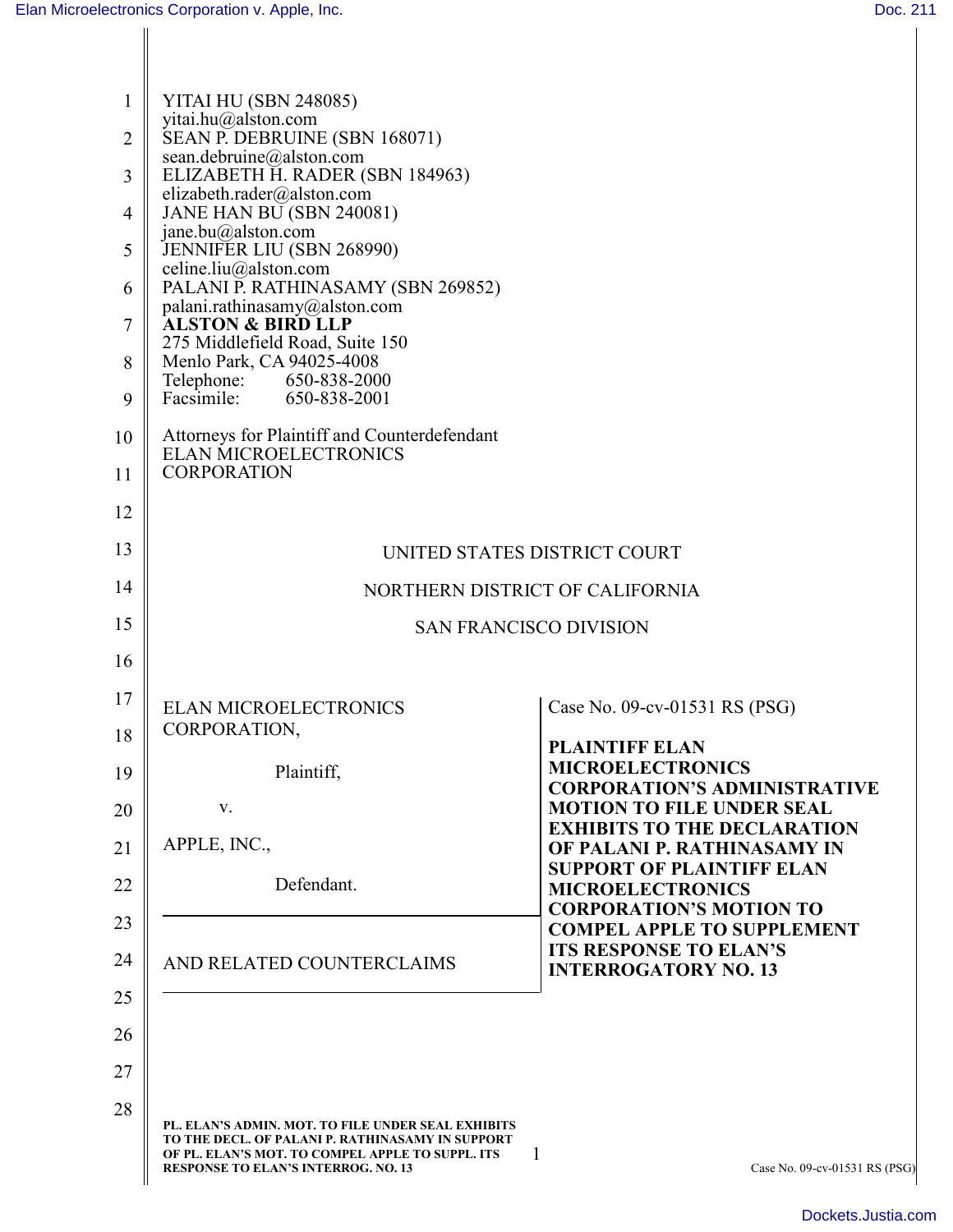YITAI HU (SBN 248085)
yitai.hu@alston.com
SEAN P. DEBRUINE (SBN 168071)
sean.debruine@alston.com
ELIZABETH H. RADER (SBN 184963)
elizabeth.rader@alston.com
JANE HAN BU (SBN 240081)
jane.bu@alston.com
JENNIFER LIU (SBN 268990)
celine.liu@alston.com
PALANI P. RATHINASAMY (SBN 269852)
palani.rathinasamy@alston.com
**ALSTON & BIRD LLP**
275 Middlefield Road, Suite 150
Menlo Park, CA 94025-4008
Telephone: 650-838-2000
Facsimile: 650-838-2001

Attorneys for Plaintiff and Counterdefendant
ELAN MICROELECTRONICS
CORPORATION

UNITED STATES DISTRICT COURT

NORTHERN DISTRICT OF CALIFORNIA

SAN FRANCISCO DIVISION

ELAN MICROELECTRONICS CORPORATION,

Plaintiff,

v.

APPLE, INC.,

Defendant.

AND RELATED COUNTERCLAIMS

Case No. 09-cv-01531 RS (PSG)

**PLAINTIFF ELAN MICROELECTRONICS CORPORATION'S ADMINISTRATIVE MOTION TO FILE UNDER SEAL EXHIBITS TO THE DECLARATION OF PALANI P. RATHINASAMY IN SUPPORT OF PLAINTIFF ELAN MICROELECTRONICS CORPORATION'S MOTION TO COMPEL APPLE TO SUPPLEMENT ITS RESPONSE TO ELAN'S INTERROGATORY NO. 13**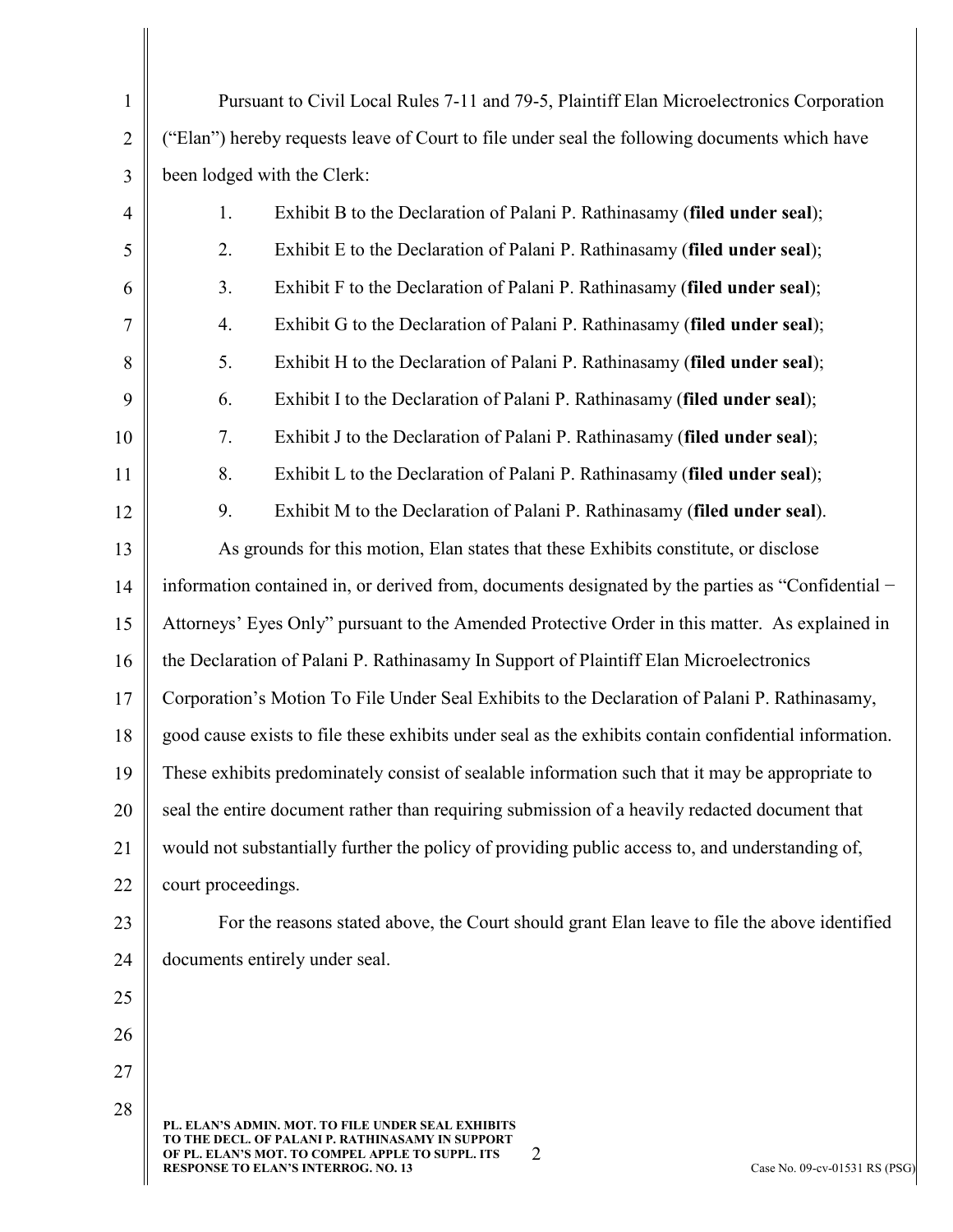Pursuant to Civil Local Rules 7-11 and 79-5, Plaintiff Elan Microelectronics Corporation ("Elan") hereby requests leave of Court to file under seal the following documents which have been lodged with the Clerk:

1. Exhibit B to the Declaration of Palani P. Rathinasamy (**filed under seal**);
2. Exhibit E to the Declaration of Palani P. Rathinasamy (**filed under seal**);
3. Exhibit F to the Declaration of Palani P. Rathinasamy (**filed under seal**);
4. Exhibit G to the Declaration of Palani P. Rathinasamy (**filed under seal**);
5. Exhibit H to the Declaration of Palani P. Rathinasamy (**filed under seal**);
6. Exhibit I to the Declaration of Palani P. Rathinasamy (**filed under seal**);
7. Exhibit J to the Declaration of Palani P. Rathinasamy (**filed under seal**);
8. Exhibit L to the Declaration of Palani P. Rathinasamy (**filed under seal**);
9. Exhibit M to the Declaration of Palani P. Rathinasamy (**filed under seal**).

As grounds for this motion, Elan states that these Exhibits constitute, or disclose information contained in, or derived from, documents designated by the parties as "Confidential − Attorneys' Eyes Only" pursuant to the Amended Protective Order in this matter. As explained in the Declaration of Palani P. Rathinasamy In Support of Plaintiff Elan Microelectronics Corporation's Motion To File Under Seal Exhibits to the Declaration of Palani P. Rathinasamy, good cause exists to file these exhibits under seal as the exhibits contain confidential information. These exhibits predominately consist of sealable information such that it may be appropriate to seal the entire document rather than requiring submission of a heavily redacted document that would not substantially further the policy of providing public access to, and understanding of, court proceedings.

For the reasons stated above, the Court should grant Elan leave to file the above identified documents entirely under seal.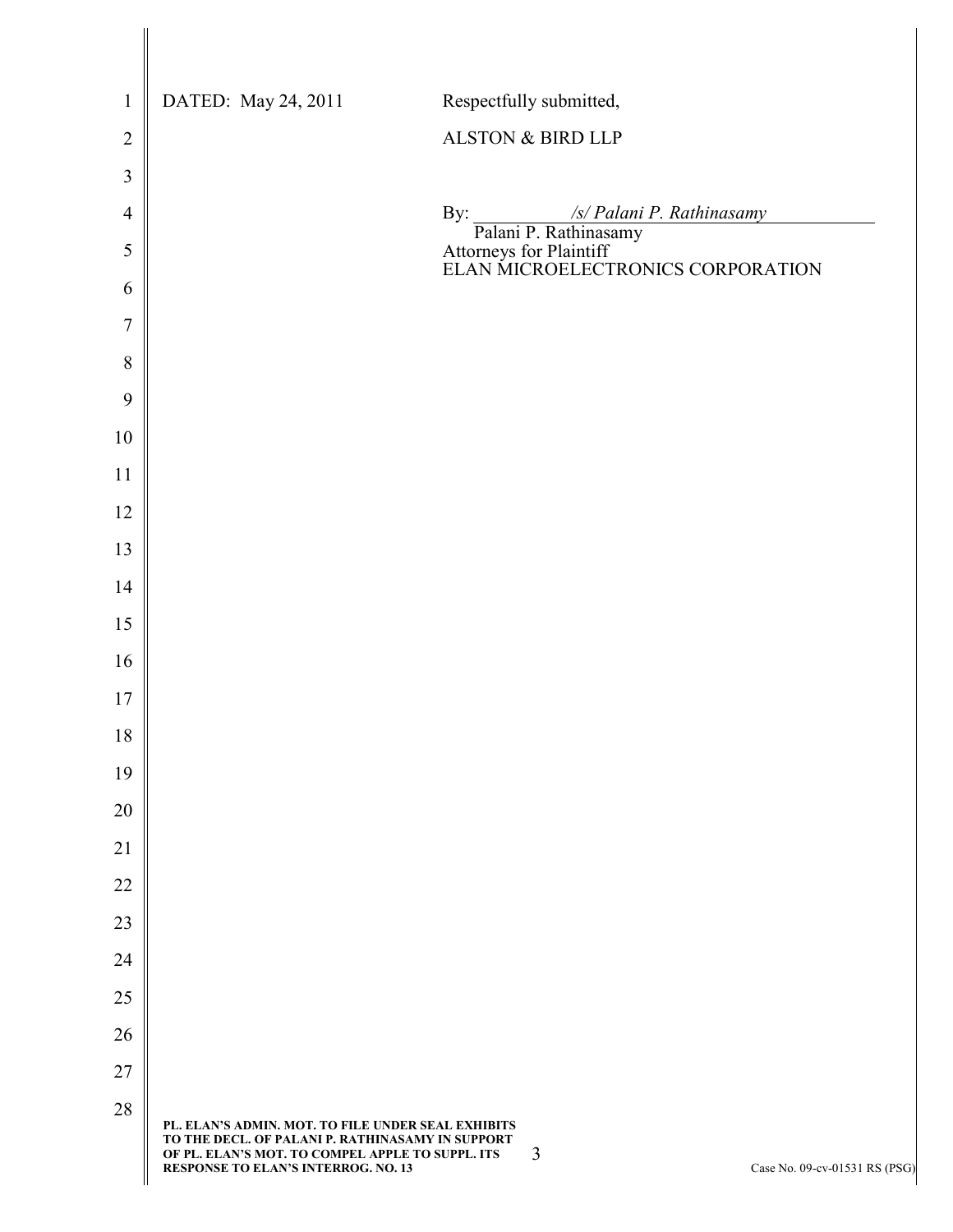DATED: May 24, 2011

Respectfully submitted,

ALSTON & BIRD LLP

By: */s/ Palani P. Rathinasamy*
Palani P. Rathinasamy
Attorneys for Plaintiff
ELAN MICROELECTRONICS CORPORATION